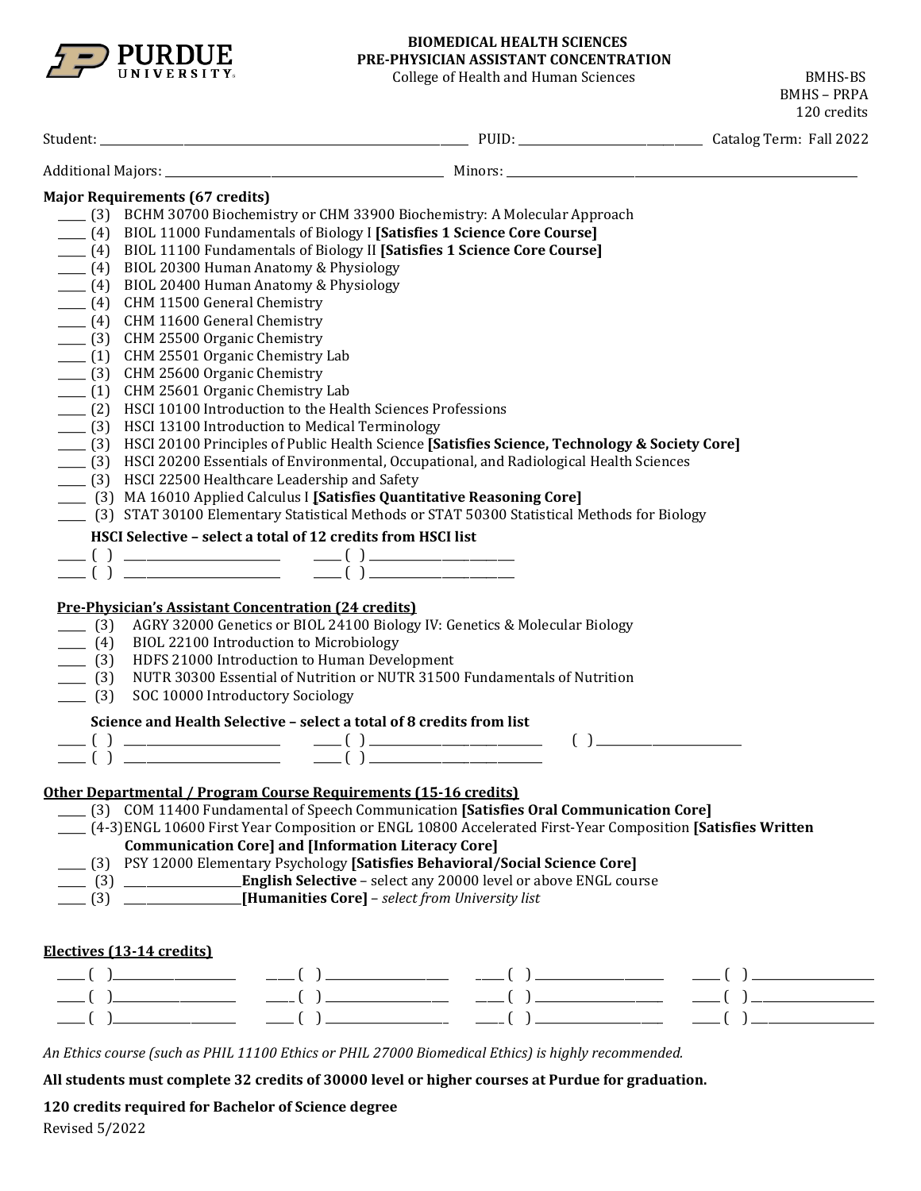**PURDUE UNIVERSITY**

# BIOMEDICAL HEALTH SCIENCES
## PRE-PHYSICIAN ASSISTANT CONCENTRATION

College of Health and Human Sciences

BMHS-BS
BMHS – PRPA
120 credits

Student: ______________________ PUID: ______________ Catalog Term: Fall 2022

Additional Majors: ______________________ Minors: ______________________

**Major Requirements (67 credits)**

- ____ (3) BCHM 30700 Biochemistry or CHM 33900 Biochemistry: A Molecular Approach
- ____ (4) BIOL 11000 Fundamentals of Biology I **[Satisfies 1 Science Core Course]**
- ____ (4) BIOL 11100 Fundamentals of Biology II **[Satisfies 1 Science Core Course]**
- ____ (4) BIOL 20300 Human Anatomy & Physiology
- ____ (4) BIOL 20400 Human Anatomy & Physiology
- ____ (4) CHM 11500 General Chemistry
- ____ (4) CHM 11600 General Chemistry
- ____ (3) CHM 25500 Organic Chemistry
- ____ (1) CHM 25501 Organic Chemistry Lab
- ____ (3) CHM 25600 Organic Chemistry
- ____ (1) CHM 25601 Organic Chemistry Lab
- ____ (2) HSCI 10100 Introduction to the Health Sciences Professions
- ____ (3) HSCI 13100 Introduction to Medical Terminology
- ____ (3) HSCI 20100 Principles of Public Health Science **[Satisfies Science, Technology & Society Core]**
- ____ (3) HSCI 20200 Essentials of Environmental, Occupational, and Radiological Health Sciences
- ____ (3) HSCI 22500 Healthcare Leadership and Safety
- ____ (3) MA 16010 Applied Calculus I **[Satisfies Quantitative Reasoning Core]**
- ____ (3) STAT 30100 Elementary Statistical Methods or STAT 50300 Statistical Methods for Biology

**HSCI Selective – select a total of 12 credits from HSCI list**

____ ( ) ______________ ____ ( ) ______________
____ ( ) ______________ ____ ( ) ______________

**Pre-Physician's Assistant Concentration (24 credits)**

- ____ (3) AGRY 32000 Genetics or BIOL 24100 Biology IV: Genetics & Molecular Biology
- ____ (4) BIOL 22100 Introduction to Microbiology
- ____ (3) HDFS 21000 Introduction to Human Development
- ____ (3) NUTR 30300 Essential of Nutrition or NUTR 31500 Fundamentals of Nutrition
- ____ (3) SOC 10000 Introductory Sociology

**Science and Health Selective – select a total of 8 credits from list**

____ ( ) ______________ ____ ( ) ______________ ( ) ______________
____ ( ) ______________ ____ ( ) ______________

**Other Departmental / Program Course Requirements (15-16 credits)**

- ____ (3) COM 11400 Fundamental of Speech Communication **[Satisfies Oral Communication Core]**
- ____ (4-3) ENGL 10600 First Year Composition or ENGL 10800 Accelerated First-Year Composition **[Satisfies Written Communication Core] and [Information Literacy Core]**
- ____ (3) PSY 12000 Elementary Psychology **[Satisfies Behavioral/Social Science Core]**
- ____ (3) ______________ **English Selective** – select any 20000 level or above ENGL course
- ____ (3) ______________ **[Humanities Core]** – *select from University list*

**Electives (13-14 credits)**

____ ( ) __________ ____ ( ) __________ ____ ( ) __________ ____ ( ) __________
____ ( ) __________ ____ ( ) __________ ____ ( ) __________ ____ ( ) __________
____ ( ) __________ ____ ( ) __________ ____ ( ) __________ ____ ( ) __________

*An Ethics course (such as PHIL 11100 Ethics or PHIL 27000 Biomedical Ethics) is highly recommended.*

**All students must complete 32 credits of 30000 level or higher courses at Purdue for graduation.**

**120 credits required for Bachelor of Science degree**

Revised 5/2022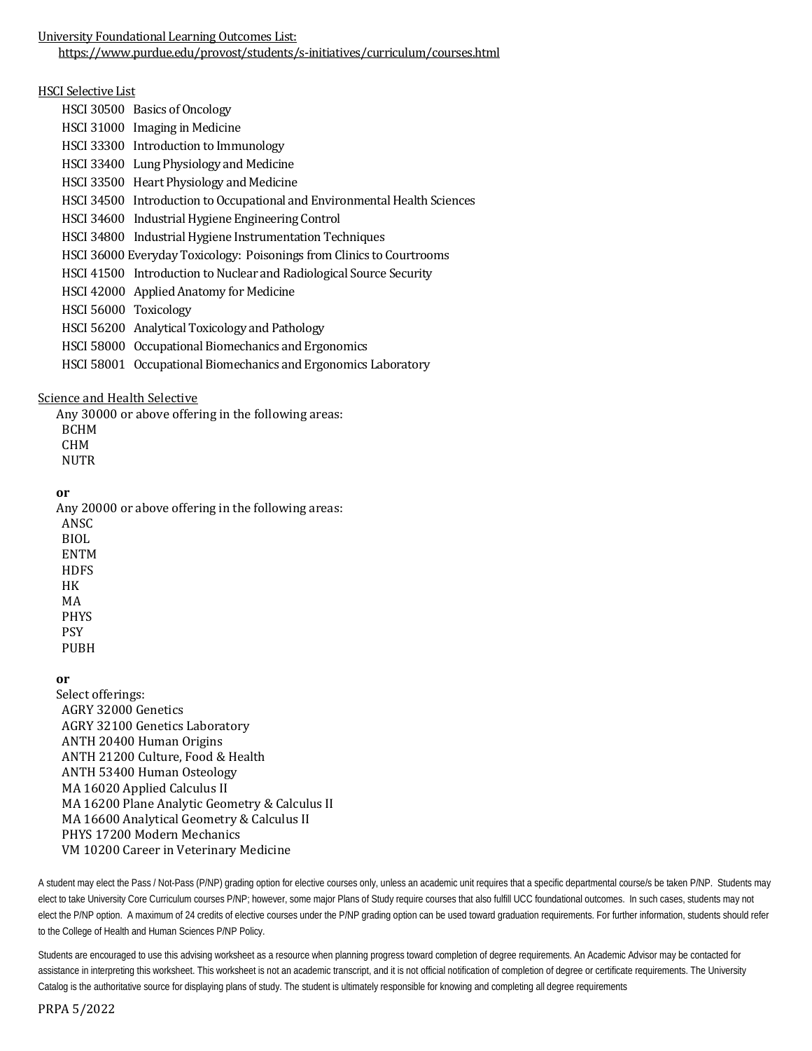University Foundational Learning Outcomes List:

https://www.purdue.edu/provost/students/s-initiatives/curriculum/courses.html

HSCI Selective List

- HSCI 30500 Basics of Oncology
- HSCI 31000 Imaging in Medicine
- HSCI 33300 Introduction to Immunology
- HSCI 33400 Lung Physiology and Medicine
- HSCI 33500 Heart Physiology and Medicine
- HSCI 34500 Introduction to Occupational and Environmental Health Sciences
- HSCI 34600 Industrial Hygiene Engineering Control
- HSCI 34800 Industrial Hygiene Instrumentation Techniques
- HSCI 36000 Everyday Toxicology: Poisonings from Clinics to Courtrooms
- HSCI 41500 Introduction to Nuclear and Radiological Source Security
- HSCI 42000 Applied Anatomy for Medicine
- HSCI 56000 Toxicology
- HSCI 56200 Analytical Toxicology and Pathology
- HSCI 58000 Occupational Biomechanics and Ergonomics
- HSCI 58001 Occupational Biomechanics and Ergonomics Laboratory

Science and Health Selective

Any 30000 or above offering in the following areas:

- BCHM
- CHM
- NUTR

**or**

Any 20000 or above offering in the following areas:

- ANSC
- BIOL
- ENTM
- HDFS
- HK
- MA
- PHYS
- PSY
- PUBH

**or**

Select offerings:

- AGRY 32000 Genetics
- AGRY 32100 Genetics Laboratory
- ANTH 20400 Human Origins
- ANTH 21200 Culture, Food & Health
- ANTH 53400 Human Osteology
- MA 16020 Applied Calculus II
- MA 16200 Plane Analytic Geometry & Calculus II
- MA 16600 Analytical Geometry & Calculus II
- PHYS 17200 Modern Mechanics
- VM 10200 Career in Veterinary Medicine

A student may elect the Pass / Not-Pass (P/NP) grading option for elective courses only, unless an academic unit requires that a specific departmental course/s be taken P/NP. Students may elect to take University Core Curriculum courses P/NP; however, some major Plans of Study require courses that also fulfill UCC foundational outcomes. In such cases, students may not elect the P/NP option. A maximum of 24 credits of elective courses under the P/NP grading option can be used toward graduation requirements. For further information, students should refer to the College of Health and Human Sciences P/NP Policy.

Students are encouraged to use this advising worksheet as a resource when planning progress toward completion of degree requirements. An Academic Advisor may be contacted for assistance in interpreting this worksheet. This worksheet is not an academic transcript, and it is not official notification of completion of degree or certificate requirements. The University Catalog is the authoritative source for displaying plans of study. The student is ultimately responsible for knowing and completing all degree requirements

PRPA 5/2022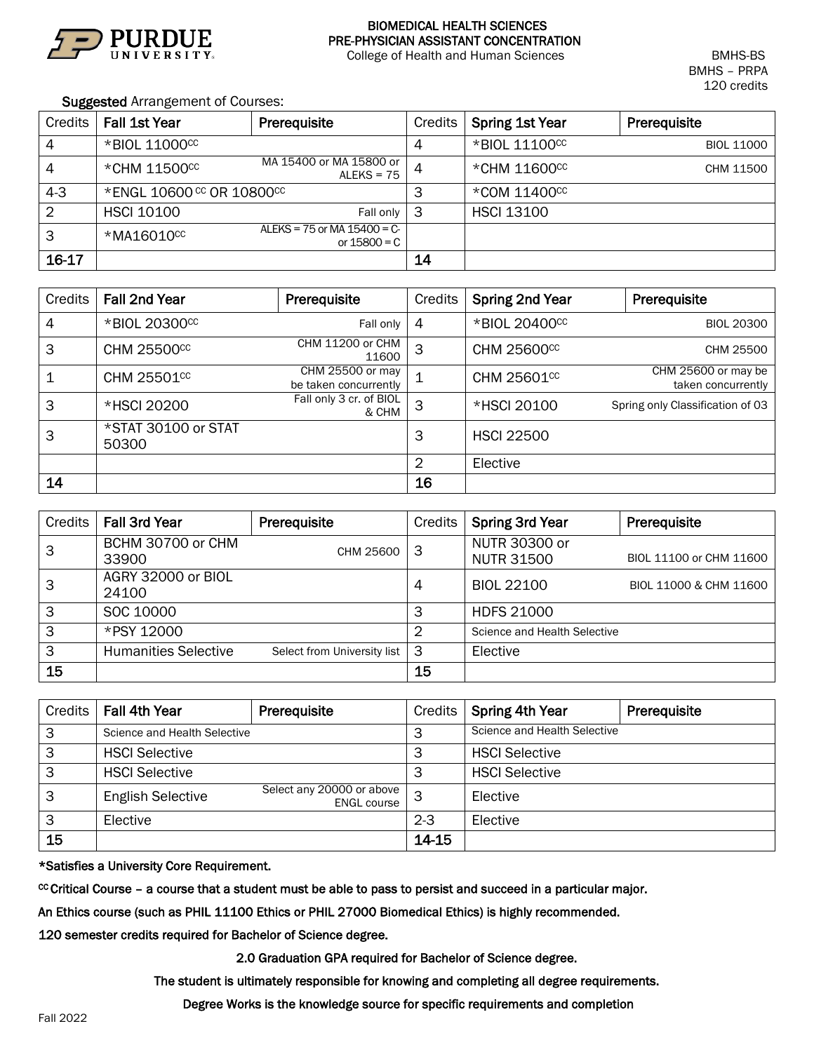# BIOMEDICAL HEALTH SCIENCES
## PRE-PHYSICIAN ASSISTANT CONCENTRATION

College of Health and Human Sciences

BMHS-BS
BMHS – PRPA
120 credits

**Suggested** Arrangement of Courses:

| Credits | Fall 1st Year | Prerequisite | Credits | Spring 1st Year | Prerequisite |
|---|---|---|---|---|---|
| 4 | *BIOL 11000[CC] | | 4 | *BIOL 11100[CC] | BIOL 11000 |
| 4 | *CHM 11500[CC] | MA 15400 or MA 15800 or ALEKS = 75 | 4 | *CHM 11600[CC] | CHM 11500 |
| 4-3 | *ENGL 10600 [CC] OR 10800[CC] | | 3 | *COM 11400[CC] | |
| 2 | HSCI 10100 | Fall only | 3 | HSCI 13100 | |
| 3 | *MA16010[CC] | ALEKS = 75 or MA 15400 = C- or 15800 = C | | | |
| **16-17** | | | **14** | | |

| Credits | Fall 2nd Year | Prerequisite | Credits | Spring 2nd Year | Prerequisite |
|---|---|---|---|---|---|
| 4 | *BIOL 20300[CC] | Fall only | 4 | *BIOL 20400[CC] | BIOL 20300 |
| 3 | CHM 25500[CC] | CHM 11200 or CHM 11600 | 3 | CHM 25600[CC] | CHM 25500 |
| 1 | CHM 25501[CC] | CHM 25500 or may be taken concurrently | 1 | CHM 25601[CC] | CHM 25600 or may be taken concurrently |
| 3 | *HSCI 20200 | Fall only 3 cr. of BIOL & CHM | 3 | *HSCI 20100 | Spring only Classification of 03 |
| 3 | *STAT 30100 or STAT 50300 | | 3 | HSCI 22500 | |
| | | | 2 | Elective | |
| **14** | | | **16** | | |

| Credits | Fall 3rd Year | Prerequisite | Credits | Spring 3rd Year | Prerequisite |
|---|---|---|---|---|---|
| 3 | BCHM 30700 or CHM 33900 | CHM 25600 | 3 | NUTR 30300 or NUTR 31500 | BIOL 11100 or CHM 11600 |
| 3 | AGRY 32000 or BIOL 24100 | | 4 | BIOL 22100 | BIOL 11000 & CHM 11600 |
| 3 | SOC 10000 | | 3 | HDFS 21000 | |
| 3 | *PSY 12000 | | 2 | Science and Health Selective | |
| 3 | Humanities Selective | Select from University list | 3 | Elective | |
| **15** | | | **15** | | |

| Credits | Fall 4th Year | Prerequisite | Credits | Spring 4th Year | Prerequisite |
|---|---|---|---|---|---|
| 3 | Science and Health Selective | | 3 | Science and Health Selective | |
| 3 | HSCI Selective | | 3 | HSCI Selective | |
| 3 | HSCI Selective | | 3 | HSCI Selective | |
| 3 | English Selective | Select any 20000 or above ENGL course | 3 | Elective | |
| 3 | Elective | | 2-3 | Elective | |
| **15** | | | **14-15** | | |

**\*Satisfies a University Core Requirement.**

**[CC] Critical Course – a course that a student must be able to pass to persist and succeed in a particular major.**

**An Ethics course (such as PHIL 11100 Ethics or PHIL 27000 Biomedical Ethics) is highly recommended.**

**120 semester credits required for Bachelor of Science degree.**

**2.0 Graduation GPA required for Bachelor of Science degree.**

**The student is ultimately responsible for knowing and completing all degree requirements.**

**Degree Works is the knowledge source for specific requirements and completion**

Fall 2022